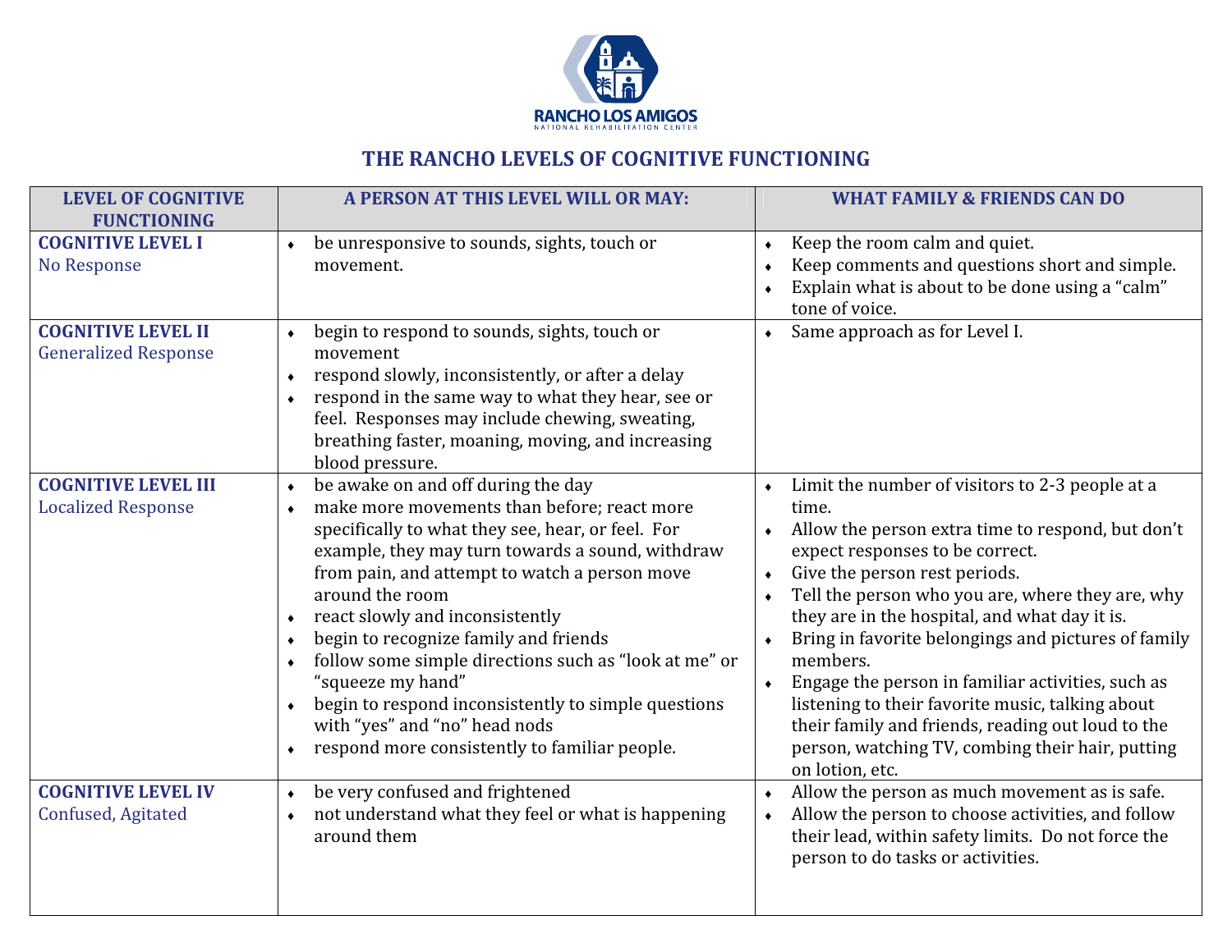RANCHO LOS AMIGOS
NATIONAL REHABILITATION CENTER

# THE RANCHO LEVELS OF COGNITIVE FUNCTIONING

| LEVEL OF COGNITIVE FUNCTIONING | A PERSON AT THIS LEVEL WILL OR MAY: | WHAT FAMILY & FRIENDS CAN DO |
|---|---|---|
| **COGNITIVE LEVEL I** No Response | ♦ be unresponsive to sounds, sights, touch or movement. | ♦ Keep the room calm and quiet.<br>♦ Keep comments and questions short and simple.<br>♦ Explain what is about to be done using a "calm" tone of voice. |
| **COGNITIVE LEVEL II** Generalized Response | ♦ begin to respond to sounds, sights, touch or movement<br>♦ respond slowly, inconsistently, or after a delay<br>♦ respond in the same way to what they hear, see or feel. Responses may include chewing, sweating, breathing faster, moaning, moving, and increasing blood pressure. | ♦ Same approach as for Level I. |
| **COGNITIVE LEVEL III** Localized Response | ♦ be awake on and off during the day<br>♦ make more movements than before; react more specifically to what they see, hear, or feel. For example, they may turn towards a sound, withdraw from pain, and attempt to watch a person move around the room<br>♦ react slowly and inconsistently<br>♦ begin to recognize family and friends<br>♦ follow some simple directions such as "look at me" or "squeeze my hand"<br>♦ begin to respond inconsistently to simple questions with "yes" and "no" head nods<br>♦ respond more consistently to familiar people. | ♦ Limit the number of visitors to 2-3 people at a time.<br>♦ Allow the person extra time to respond, but don't expect responses to be correct.<br>♦ Give the person rest periods.<br>♦ Tell the person who you are, where they are, why they are in the hospital, and what day it is.<br>♦ Bring in favorite belongings and pictures of family members.<br>♦ Engage the person in familiar activities, such as listening to their favorite music, talking about their family and friends, reading out loud to the person, watching TV, combing their hair, putting on lotion, etc. |
| **COGNITIVE LEVEL IV** Confused, Agitated | ♦ be very confused and frightened<br>♦ not understand what they feel or what is happening around them | ♦ Allow the person as much movement as is safe.<br>♦ Allow the person to choose activities, and follow their lead, within safety limits. Do not force the person to do tasks or activities. |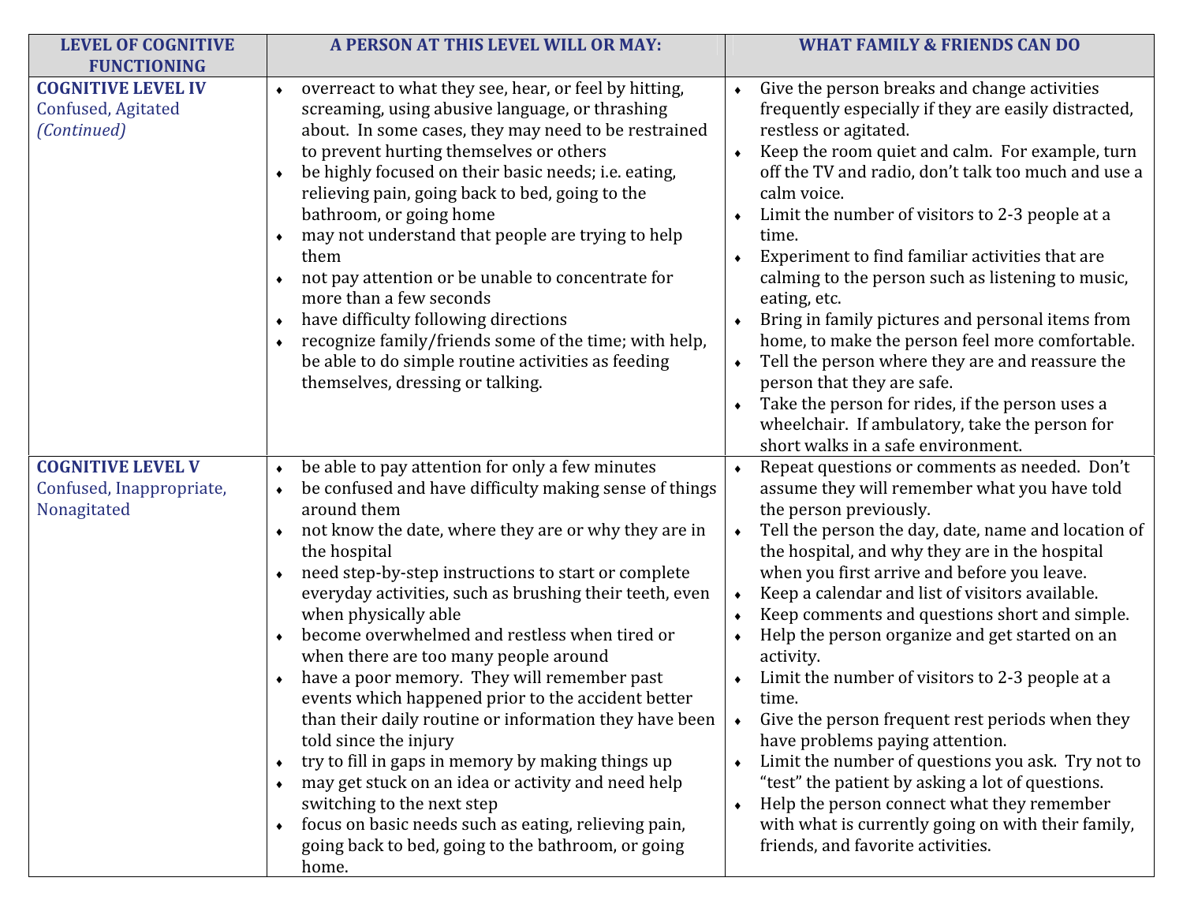| LEVEL OF COGNITIVE FUNCTIONING | A PERSON AT THIS LEVEL WILL OR MAY: | WHAT FAMILY & FRIENDS CAN DO |
|---|---|---|
| **COGNITIVE LEVEL IV** Confused, Agitated *(Continued)* | ♦ overreact to what they see, hear, or feel by hitting, screaming, using abusive language, or thrashing about. In some cases, they may need to be restrained to prevent hurting themselves or others<br>♦ be highly focused on their basic needs; i.e. eating, relieving pain, going back to bed, going to the bathroom, or going home<br>♦ may not understand that people are trying to help them<br>♦ not pay attention or be unable to concentrate for more than a few seconds<br>♦ have difficulty following directions<br>♦ recognize family/friends some of the time; with help, be able to do simple routine activities as feeding themselves, dressing or talking. | ♦ Give the person breaks and change activities frequently especially if they are easily distracted, restless or agitated.<br>♦ Keep the room quiet and calm. For example, turn off the TV and radio, don't talk too much and use a calm voice.<br>♦ Limit the number of visitors to 2-3 people at a time.<br>♦ Experiment to find familiar activities that are calming to the person such as listening to music, eating, etc.<br>♦ Bring in family pictures and personal items from home, to make the person feel more comfortable.<br>♦ Tell the person where they are and reassure the person that they are safe.<br>♦ Take the person for rides, if the person uses a wheelchair. If ambulatory, take the person for short walks in a safe environment. |
| **COGNITIVE LEVEL V** Confused, Inappropriate, Nonagitated | ♦ be able to pay attention for only a few minutes<br>♦ be confused and have difficulty making sense of things around them<br>♦ not know the date, where they are or why they are in the hospital<br>♦ need step-by-step instructions to start or complete everyday activities, such as brushing their teeth, even when physically able<br>♦ become overwhelmed and restless when tired or when there are too many people around<br>♦ have a poor memory. They will remember past events which happened prior to the accident better than their daily routine or information they have been told since the injury<br>♦ try to fill in gaps in memory by making things up<br>♦ may get stuck on an idea or activity and need help switching to the next step<br>♦ focus on basic needs such as eating, relieving pain, going back to bed, going to the bathroom, or going home. | ♦ Repeat questions or comments as needed. Don't assume they will remember what you have told the person previously.<br>♦ Tell the person the day, date, name and location of the hospital, and why they are in the hospital when you first arrive and before you leave.<br>♦ Keep a calendar and list of visitors available.<br>♦ Keep comments and questions short and simple.<br>♦ Help the person organize and get started on an activity.<br>♦ Limit the number of visitors to 2-3 people at a time.<br>♦ Give the person frequent rest periods when they have problems paying attention.<br>♦ Limit the number of questions you ask. Try not to "test" the patient by asking a lot of questions.<br>♦ Help the person connect what they remember with what is currently going on with their family, friends, and favorite activities. |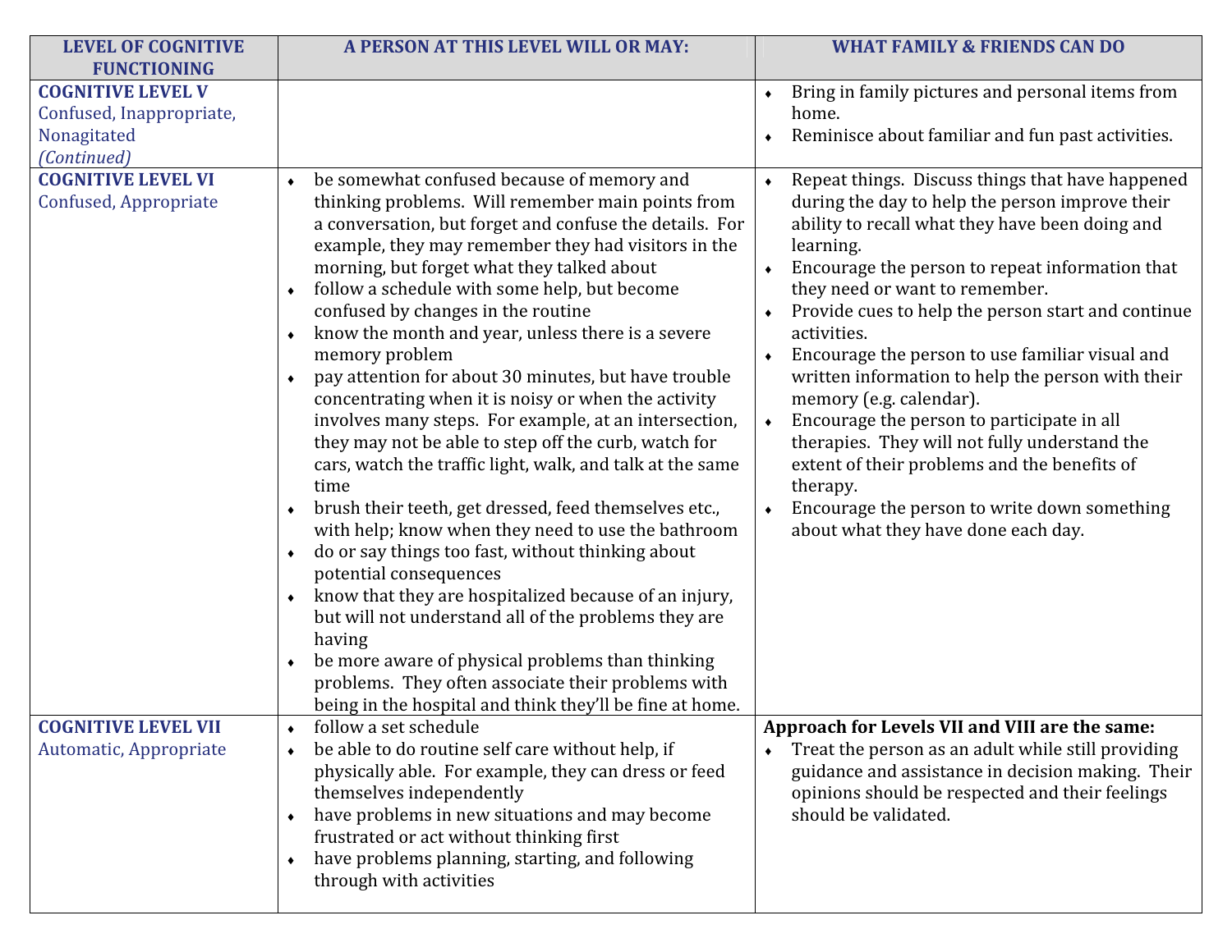| LEVEL OF COGNITIVE FUNCTIONING | A PERSON AT THIS LEVEL WILL OR MAY: | WHAT FAMILY & FRIENDS CAN DO |
|---|---|---|
| **COGNITIVE LEVEL V** Confused, Inappropriate, Nonagitated *(Continued)* | | ♦ Bring in family pictures and personal items from home. <br> ♦ Reminisce about familiar and fun past activities. |
| **COGNITIVE LEVEL VI** Confused, Appropriate | ♦ be somewhat confused because of memory and thinking problems. Will remember main points from a conversation, but forget and confuse the details. For example, they may remember they had visitors in the morning, but forget what they talked about <br> ♦ follow a schedule with some help, but become confused by changes in the routine <br> ♦ know the month and year, unless there is a severe memory problem <br> ♦ pay attention for about 30 minutes, but have trouble concentrating when it is noisy or when the activity involves many steps. For example, at an intersection, they may not be able to step off the curb, watch for cars, watch the traffic light, walk, and talk at the same time <br> ♦ brush their teeth, get dressed, feed themselves etc., with help; know when they need to use the bathroom <br> ♦ do or say things too fast, without thinking about potential consequences <br> ♦ know that they are hospitalized because of an injury, but will not understand all of the problems they are having <br> ♦ be more aware of physical problems than thinking problems. They often associate their problems with being in the hospital and think they'll be fine at home. | ♦ Repeat things. Discuss things that have happened during the day to help the person improve their ability to recall what they have been doing and learning. <br> ♦ Encourage the person to repeat information that they need or want to remember. <br> ♦ Provide cues to help the person start and continue activities. <br> ♦ Encourage the person to use familiar visual and written information to help the person with their memory (e.g. calendar). <br> ♦ Encourage the person to participate in all therapies. They will not fully understand the extent of their problems and the benefits of therapy. <br> ♦ Encourage the person to write down something about what they have done each day. |
| **COGNITIVE LEVEL VII** Automatic, Appropriate | ♦ follow a set schedule <br> ♦ be able to do routine self care without help, if physically able. For example, they can dress or feed themselves independently <br> ♦ have problems in new situations and may become frustrated or act without thinking first <br> ♦ have problems planning, starting, and following through with activities | **Approach for Levels VII and VIII are the same:** <br> ♦ Treat the person as an adult while still providing guidance and assistance in decision making. Their opinions should be respected and their feelings should be validated. |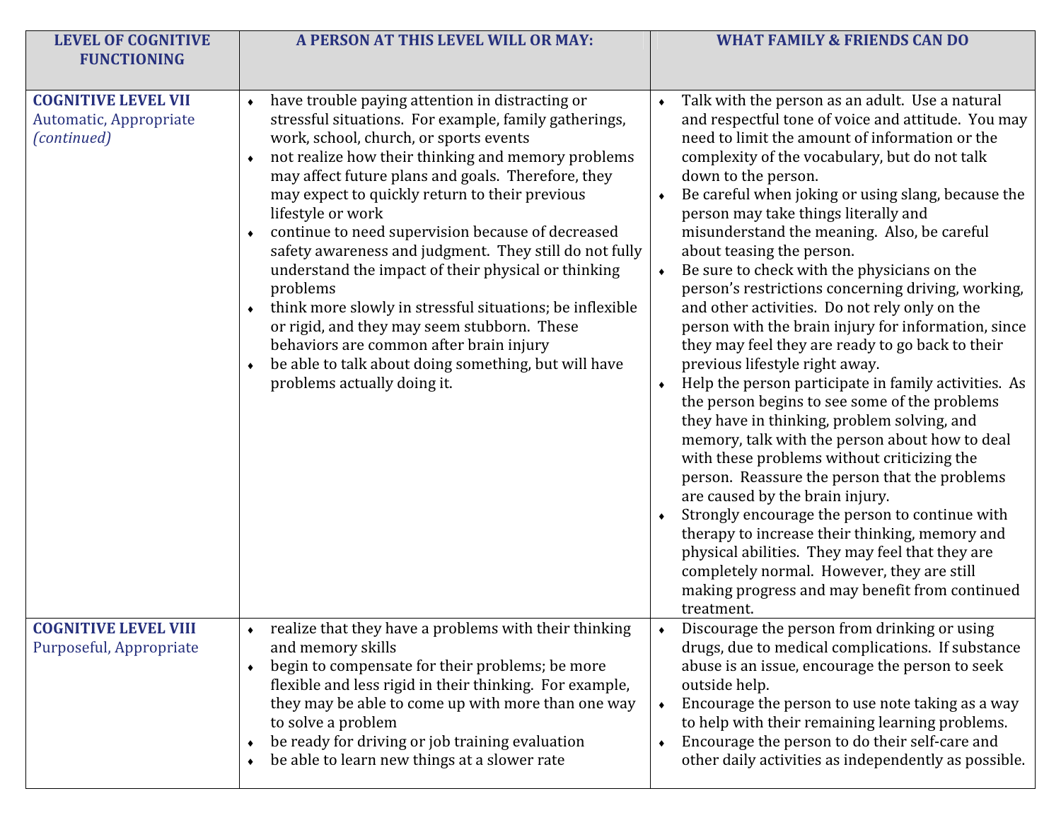| LEVEL OF COGNITIVE FUNCTIONING | A PERSON AT THIS LEVEL WILL OR MAY: | WHAT FAMILY & FRIENDS CAN DO |
|---|---|---|
| **COGNITIVE LEVEL VII** Automatic, Appropriate *(continued)* | • have trouble paying attention in distracting or stressful situations. For example, family gatherings, work, school, church, or sports events<br>• not realize how their thinking and memory problems may affect future plans and goals. Therefore, they may expect to quickly return to their previous lifestyle or work<br>• continue to need supervision because of decreased safety awareness and judgment. They still do not fully understand the impact of their physical or thinking problems<br>• think more slowly in stressful situations; be inflexible or rigid, and they may seem stubborn. These behaviors are common after brain injury<br>• be able to talk about doing something, but will have problems actually doing it. | • Talk with the person as an adult. Use a natural and respectful tone of voice and attitude. You may need to limit the amount of information or the complexity of the vocabulary, but do not talk down to the person.<br>• Be careful when joking or using slang, because the person may take things literally and misunderstand the meaning. Also, be careful about teasing the person.<br>• Be sure to check with the physicians on the person's restrictions concerning driving, working, and other activities. Do not rely only on the person with the brain injury for information, since they may feel they are ready to go back to their previous lifestyle right away.<br>• Help the person participate in family activities. As the person begins to see some of the problems they have in thinking, problem solving, and memory, talk with the person about how to deal with these problems without criticizing the person. Reassure the person that the problems are caused by the brain injury.<br>• Strongly encourage the person to continue with therapy to increase their thinking, memory and physical abilities. They may feel that they are completely normal. However, they are still making progress and may benefit from continued treatment. |
| **COGNITIVE LEVEL VIII** Purposeful, Appropriate | • realize that they have a problems with their thinking and memory skills<br>• begin to compensate for their problems; be more flexible and less rigid in their thinking. For example, they may be able to come up with more than one way to solve a problem<br>• be ready for driving or job training evaluation<br>• be able to learn new things at a slower rate | • Discourage the person from drinking or using drugs, due to medical complications. If substance abuse is an issue, encourage the person to seek outside help.<br>• Encourage the person to use note taking as a way to help with their remaining learning problems.<br>• Encourage the person to do their self-care and other daily activities as independently as possible. |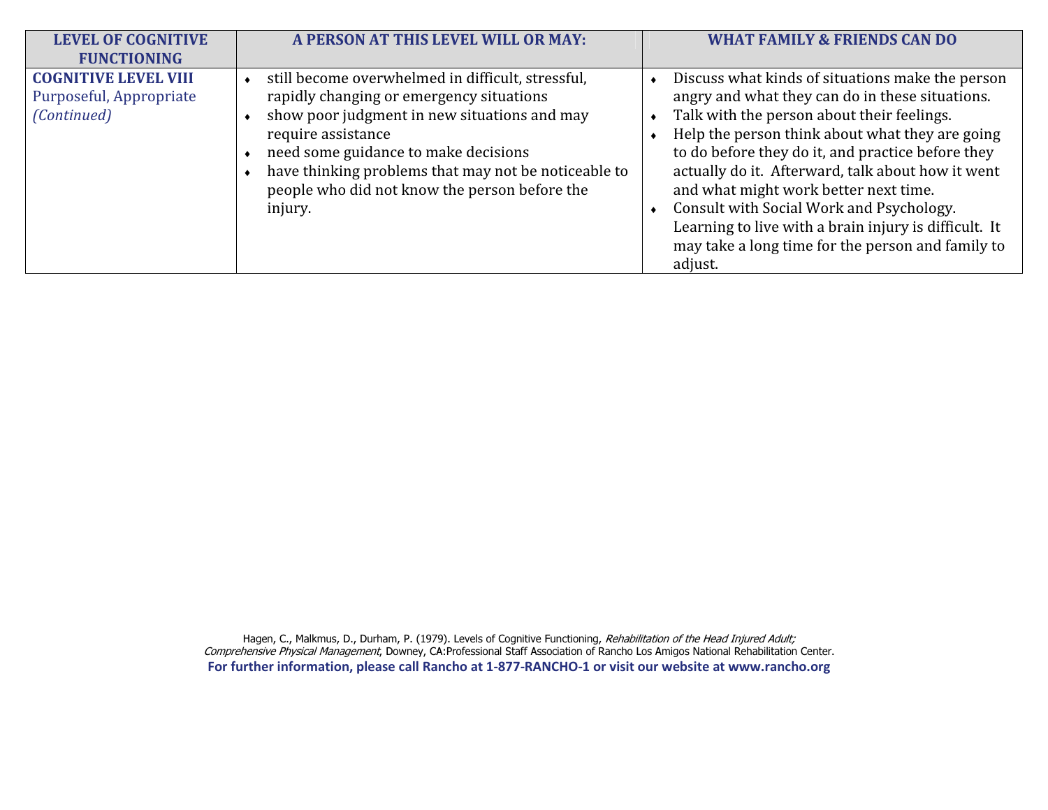| LEVEL OF COGNITIVE FUNCTIONING | A PERSON AT THIS LEVEL WILL OR MAY: | WHAT FAMILY & FRIENDS CAN DO |
|---|---|---|
| **COGNITIVE LEVEL VIII** Purposeful, Appropriate *(Continued)* | ♦ still become overwhelmed in difficult, stressful, rapidly changing or emergency situations<br>♦ show poor judgment in new situations and may require assistance<br>♦ need some guidance to make decisions<br>♦ have thinking problems that may not be noticeable to people who did not know the person before the injury. | ♦ Discuss what kinds of situations make the person angry and what they can do in these situations.<br>♦ Talk with the person about their feelings.<br>♦ Help the person think about what they are going to do before they do it, and practice before they actually do it. Afterward, talk about how it went and what might work better next time.<br>♦ Consult with Social Work and Psychology. Learning to live with a brain injury is difficult. It may take a long time for the person and family to adjust. |

Hagen, C., Malkmus, D., Durham, P. (1979). Levels of Cognitive Functioning, *Rehabilitation of the Head Injured Adult; Comprehensive Physical Management*, Downey, CA:Professional Staff Association of Rancho Los Amigos National Rehabilitation Center.

**For further information, please call Rancho at 1-877-RANCHO-1 or visit our website at www.rancho.org**